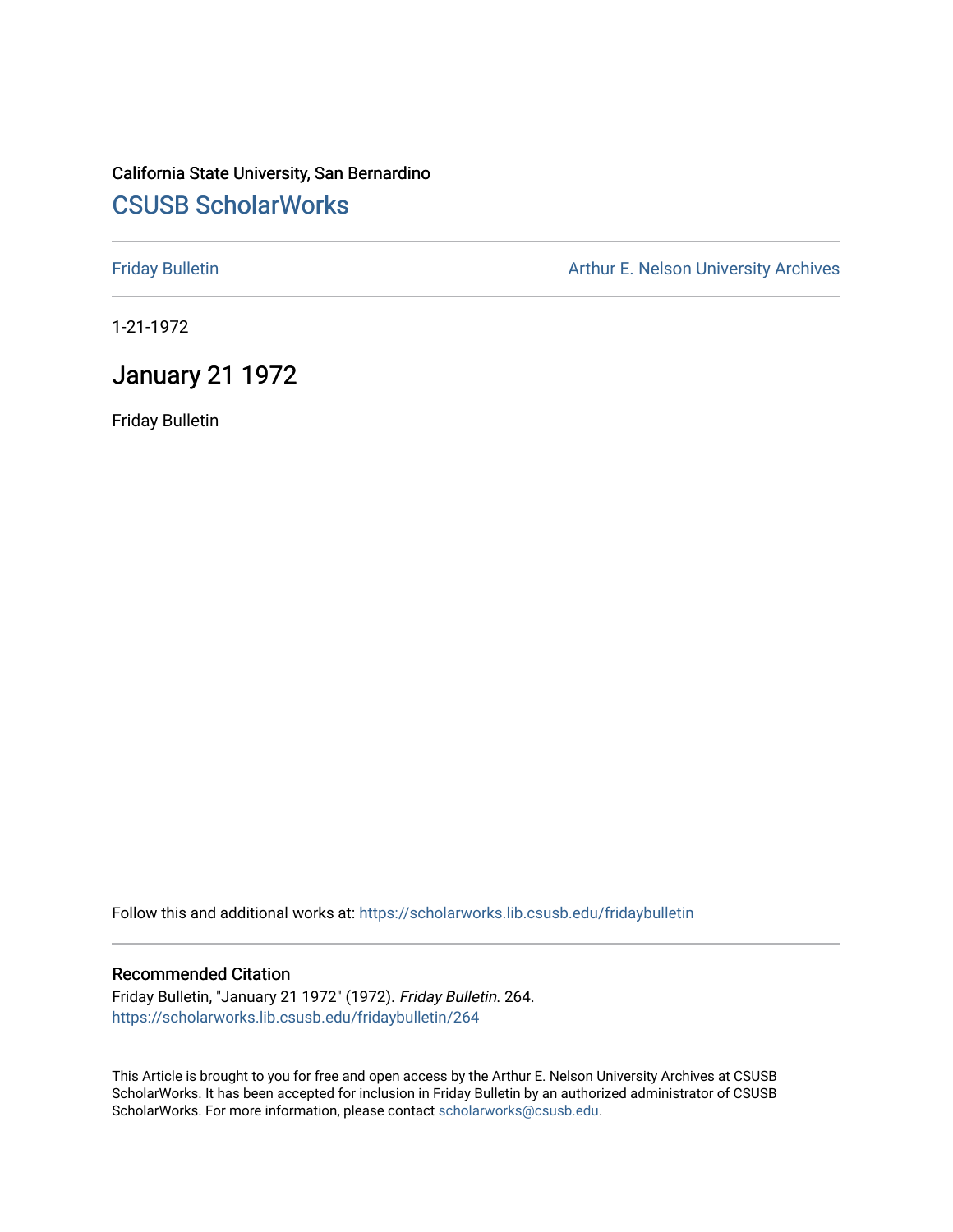California State University, San Bernardino

# CSUSB ScholarWorks

Friday Bulletin

Arthur E. Nelson University Archives

1-21-1972

## January 21 1972

Friday Bulletin

Follow this and additional works at: https://scholarworks.lib.csusb.edu/fridaybulletin

### Recommended Citation

Friday Bulletin, "January 21 1972" (1972). *Friday Bulletin*. 264.
https://scholarworks.lib.csusb.edu/fridaybulletin/264

This Article is brought to you for free and open access by the Arthur E. Nelson University Archives at CSUSB ScholarWorks. It has been accepted for inclusion in Friday Bulletin by an authorized administrator of CSUSB ScholarWorks. For more information, please contact scholarworks@csusb.edu.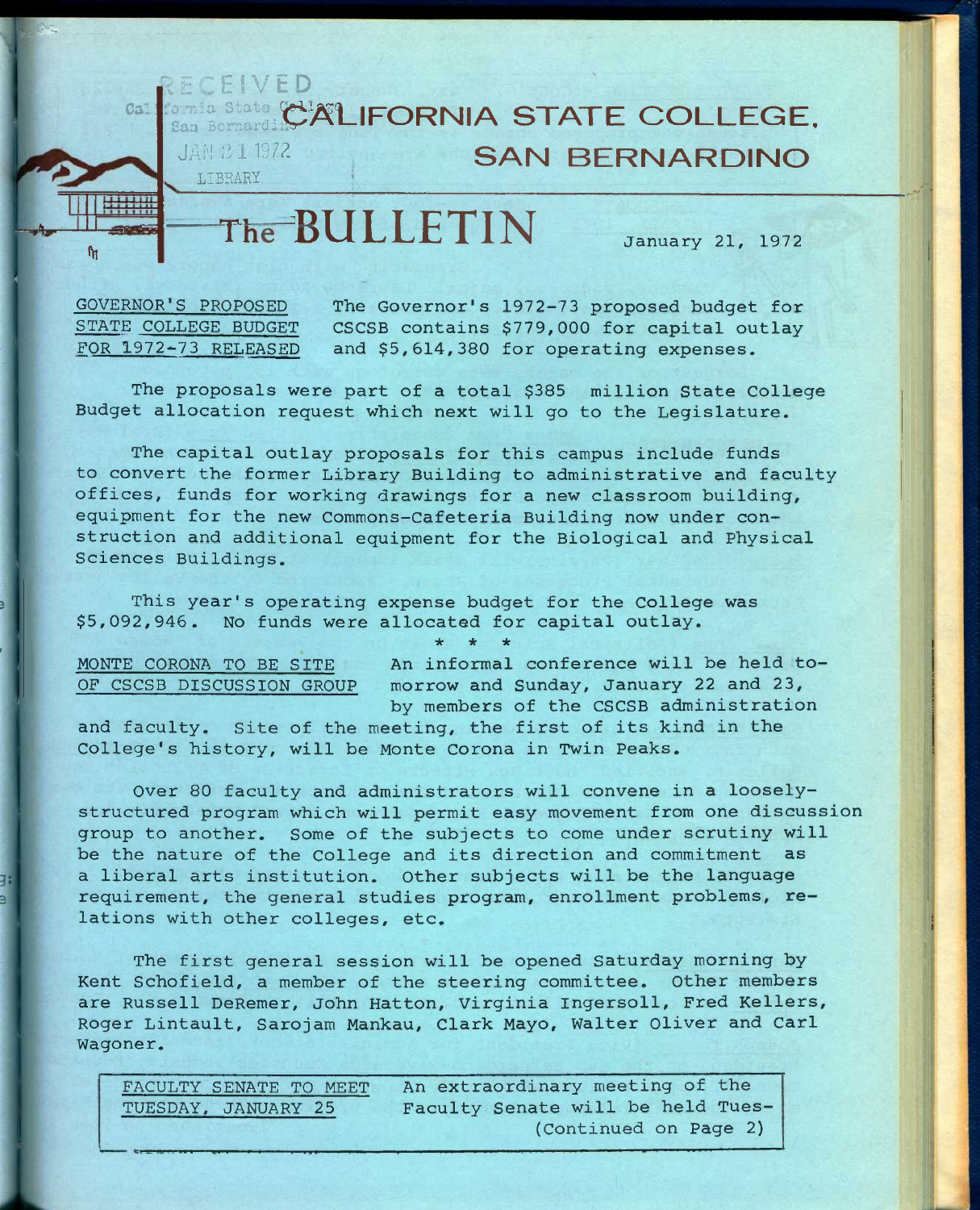RECEIVED
California State College
San Bernardino
JAN 21 1972
LIBRARY

# CALIFORNIA STATE COLLEGE, SAN BERNARDINO

# The BULLETIN

January 21, 1972

GOVERNOR'S PROPOSED STATE COLLEGE BUDGET FOR 1972-73 RELEASED — The Governor's 1972-73 proposed budget for CSCSB contains $779,000 for capital outlay and $5,614,380 for operating expenses.

The proposals were part of a total $385 million State College Budget allocation request which next will go to the Legislature.

The capital outlay proposals for this campus include funds to convert the former Library Building to administrative and faculty offices, funds for working drawings for a new classroom building, equipment for the new Commons-Cafeteria Building now under construction and additional equipment for the Biological and Physical Sciences Buildings.

This year's operating expense budget for the College was $5,092,946. No funds were allocated for capital outlay.

\* \* \*

MONTE CORONA TO BE SITE OF CSCSB DISCUSSION GROUP — An informal conference will be held tomorrow and Sunday, January 22 and 23, by members of the CSCSB administration and faculty. Site of the meeting, the first of its kind in the College's history, will be Monte Corona in Twin Peaks.

Over 80 faculty and administrators will convene in a loosely-structured program which will permit easy movement from one discussion group to another. Some of the subjects to come under scrutiny will be the nature of the College and its direction and commitment as a liberal arts institution. Other subjects will be the language requirement, the general studies program, enrollment problems, relations with other colleges, etc.

The first general session will be opened Saturday morning by Kent Schofield, a member of the steering committee. Other members are Russell DeRemer, John Hatton, Virginia Ingersoll, Fred Kellers, Roger Lintault, Sarojam Mankau, Clark Mayo, Walter Oliver and Carl Wagoner.

FACULTY SENATE TO MEET TUESDAY, JANUARY 25 — An extraordinary meeting of the Faculty Senate will be held Tues-

(Continued on Page 2)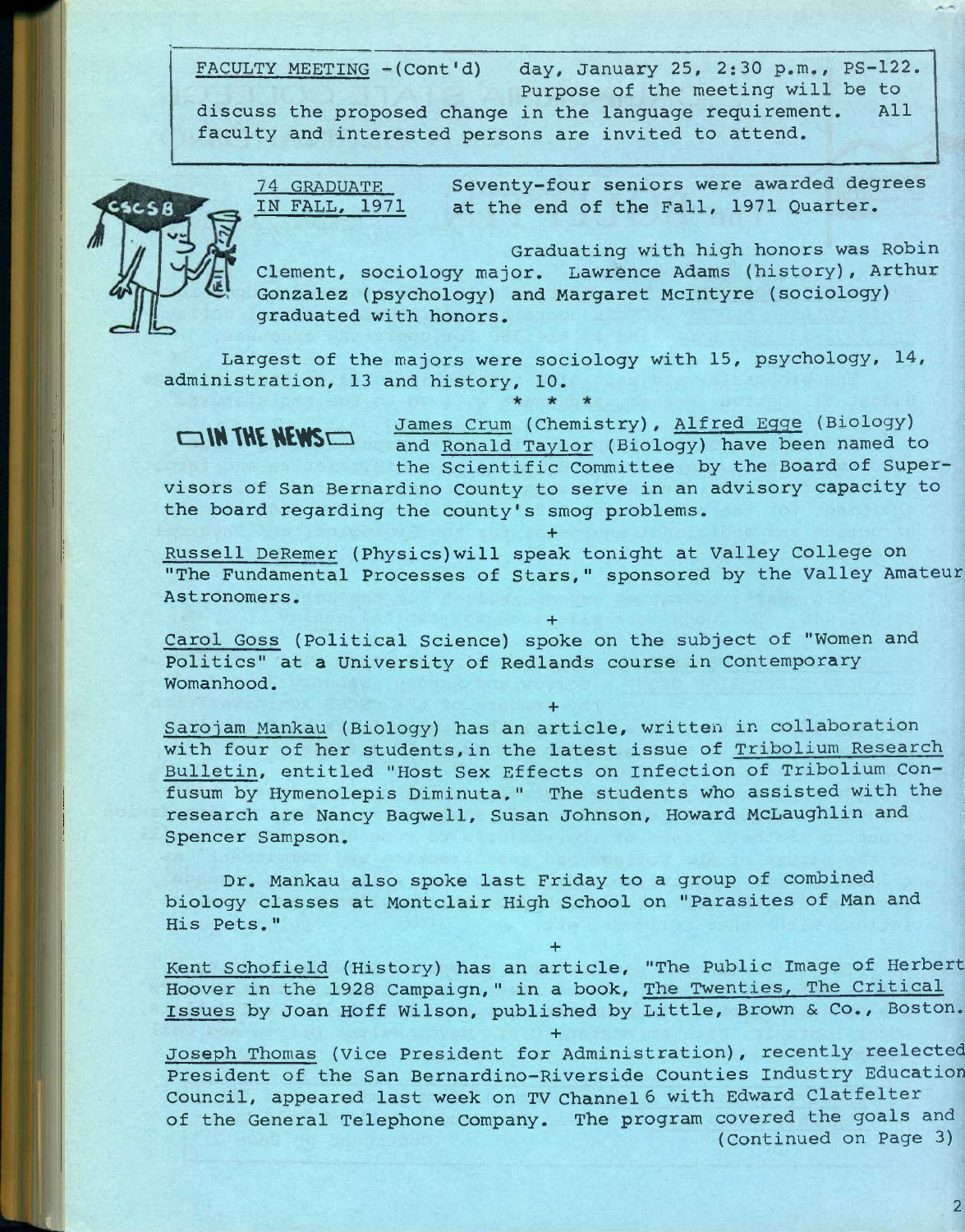FACULTY MEETING -(Cont'd) day, January 25, 2:30 p.m., PS-122. Purpose of the meeting will be to discuss the proposed change in the language requirement. All faculty and interested persons are invited to attend.

## 74 GRADUATE IN FALL, 1971

Seventy-four seniors were awarded degrees at the end of the Fall, 1971 Quarter.

Graduating with high honors was Robin Clement, sociology major. Lawrence Adams (history), Arthur Gonzalez (psychology) and Margaret McIntyre (sociology) graduated with honors.

Largest of the majors were sociology with 15, psychology, 14, administration, 13 and history, 10.

\* \* \*

## IN THE NEWS

James Crum (Chemistry), Alfred Egge (Biology) and Ronald Taylor (Biology) have been named to the Scientific Committee by the Board of Supervisors of San Bernardino County to serve in an advisory capacity to the board regarding the county's smog problems.

+

Russell DeRemer (Physics) will speak tonight at Valley College on "The Fundamental Processes of Stars," sponsored by the Valley Amateur Astronomers.

+

Carol Goss (Political Science) spoke on the subject of "Women and Politics" at a University of Redlands course in Contemporary Womanhood.

+

Sarojam Mankau (Biology) has an article, written in collaboration with four of her students, in the latest issue of Tribolium Research Bulletin, entitled "Host Sex Effects on Infection of Tribolium Confusum by Hymenolepis Diminuta." The students who assisted with the research are Nancy Bagwell, Susan Johnson, Howard McLaughlin and Spencer Sampson.

Dr. Mankau also spoke last Friday to a group of combined biology classes at Montclair High School on "Parasites of Man and His Pets."

+

Kent Schofield (History) has an article, "The Public Image of Herbert Hoover in the 1928 Campaign," in a book, The Twenties, The Critical Issues by Joan Hoff Wilson, published by Little, Brown & Co., Boston.

+

Joseph Thomas (Vice President for Administration), recently reelected President of the San Bernardino-Riverside Counties Industry Education Council, appeared last week on TV Channel 6 with Edward Clatfelter of the General Telephone Company. The program covered the goals and (Continued on Page 3)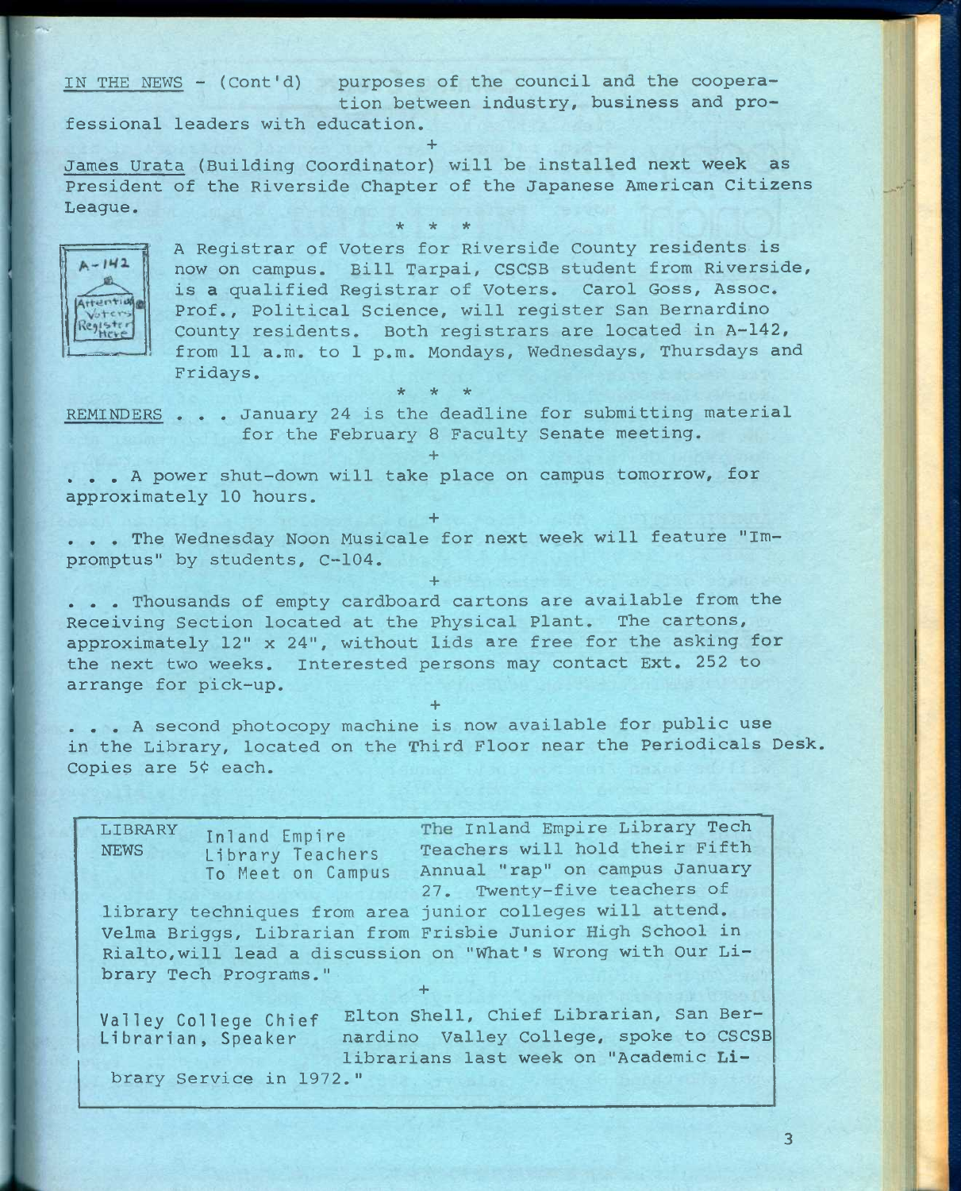IN THE NEWS - (Cont'd) purposes of the council and the cooperation between industry, business and professional leaders with education.

+

James Urata (Building Coordinator) will be installed next week as President of the Riverside Chapter of the Japanese American Citizens League.

\* \* \*

A Registrar of Voters for Riverside County residents is now on campus. Bill Tarpai, CSCSB student from Riverside, is a qualified Registrar of Voters. Carol Goss, Assoc. Prof., Political Science, will register San Bernardino County residents. Both registrars are located in A-142, from 11 a.m. to 1 p.m. Mondays, Wednesdays, Thursdays and Fridays.

\* \* \*

REMINDERS . . . January 24 is the deadline for submitting material for the February 8 Faculty Senate meeting.

+

. . . A power shut-down will take place on campus tomorrow, for approximately 10 hours.

+

. . . The Wednesday Noon Musicale for next week will feature "Impromptus" by students, C-104.

+

. . . Thousands of empty cardboard cartons are available from the Receiving Section located at the Physical Plant. The cartons, approximately 12" x 24", without lids are free for the asking for the next two weeks. Interested persons may contact Ext. 252 to arrange for pick-up.

+

. . . A second photocopy machine is now available for public use in the Library, located on the Third Floor near the Periodicals Desk. Copies are 5¢ each.

LIBRARY NEWS

**Inland Empire Library Teachers To Meet on Campus** — The Inland Empire Library Tech Teachers will hold their Fifth Annual "rap" on campus January 27. Twenty-five teachers of library techniques from area junior colleges will attend. Velma Briggs, Librarian from Frisbie Junior High School in Rialto, will lead a discussion on "What's Wrong with Our Library Tech Programs."

+

**Valley College Chief Librarian, Speaker** — Elton Shell, Chief Librarian, San Bernardino Valley College, spoke to CSCSB librarians last week on "Academic Library Service in 1972."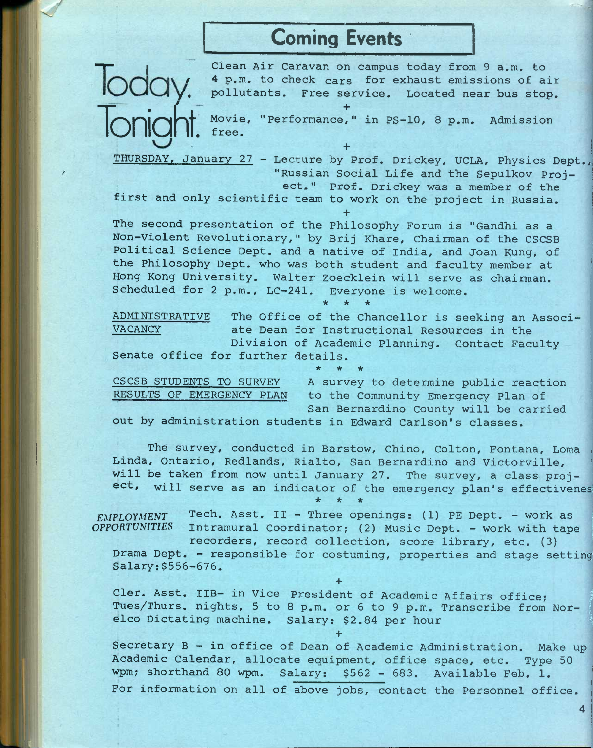# Coming Events

**Today.** Clean Air Caravan on campus today from 9 a.m. to 4 p.m. to check cars for exhaust emissions of air pollutants. Free service. Located near bus stop.

+

**Tonight.** Movie, "Performance," in PS-10, 8 p.m. Admission free.

+

THURSDAY, January 27 - Lecture by Prof. Drickey, UCLA, Physics Dept., "Russian Social Life and the Sepulkov Project." Prof. Drickey was a member of the first and only scientific team to work on the project in Russia.

+

The second presentation of the Philosophy Forum is "Gandhi as a Non-Violent Revolutionary," by Brij Khare, Chairman of the CSCSB Political Science Dept. and a native of India, and Joan Kung, of the Philosophy Dept. who was both student and faculty member at Hong Kong University. Walter Zoecklein will serve as chairman. Scheduled for 2 p.m., LC-241. Everyone is welcome.

\* \* \*

ADMINISTRATIVE VACANCY The Office of the Chancellor is seeking an Associate Dean for Instructional Resources in the Division of Academic Planning. Contact Faculty Senate office for further details.

\* \* \*

CSCSB STUDENTS TO SURVEY RESULTS OF EMERGENCY PLAN A survey to determine public reaction to the Community Emergency Plan of San Bernardino County will be carried out by administration students in Edward Carlson's classes.

The survey, conducted in Barstow, Chino, Colton, Fontana, Loma Linda, Ontario, Redlands, Rialto, San Bernardino and Victorville, will be taken from now until January 27. The survey, a class project, will serve as an indicator of the emergency plan's effectiveness

\* \* \*

*EMPLOYMENT OPPORTUNITIES* Tech. Asst. II - Three openings: (1) PE Dept. - work as Intramural Coordinator; (2) Music Dept. - work with tape recorders, record collection, score library, etc. (3) Drama Dept. - responsible for costuming, properties and stage setting Salary:$556-676.

+

Cler. Asst. IIB- in Vice President of Academic Affairs office; Tues/Thurs. nights, 5 to 8 p.m. or 6 to 9 p.m. Transcribe from Norelco Dictating machine. Salary: $2.84 per hour

+

Secretary B - in office of Dean of Academic Administration. Make up Academic Calendar, allocate equipment, office space, etc. Type 50 wpm; shorthand 80 wpm. Salary: $562 - 683. Available Feb. 1.

For information on all of above jobs, contact the Personnel office.